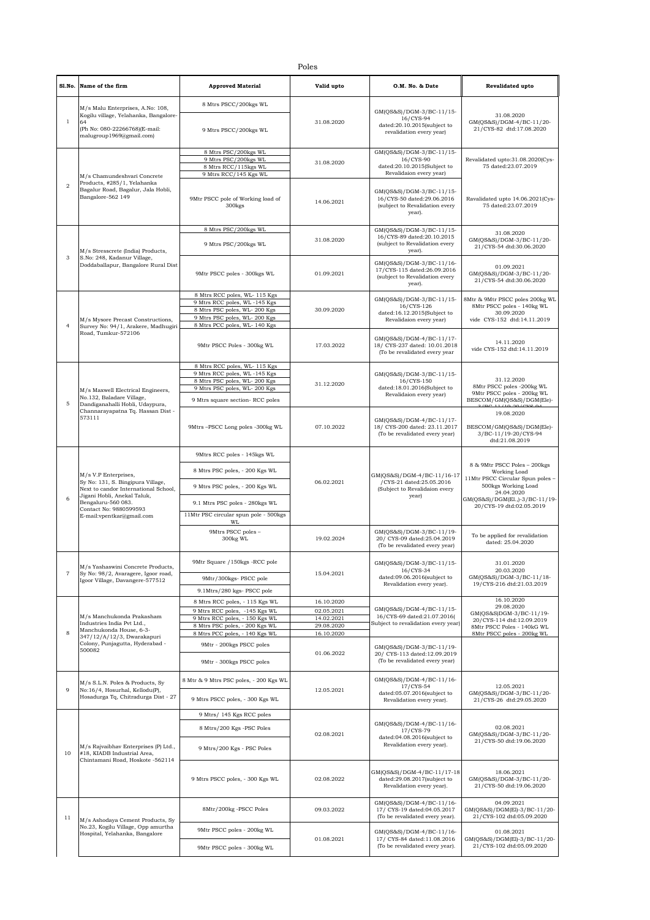# Poles

| Sl.No. | Name of the firm | Approved Material | Valid upto | O.M. No. & Date | Revalidated upto |
|---|---|---|---|---|---|
| 1 | M/s Malu Enterprises, A.No: 108, Kogilu village, Yelahanka, Bangalore-64 (Ph No: 080-22266768)(E-mail: malugroup1969@gmail.com) | 8 Mtrs PSCC/200kgs WL<br>9 Mtrs PSCC/200kgs WL | 31.08.2020 | GM(QS&S)/DGM-3/BC-11/15-16/CYS-94 dated:20.10.2015(subject to revalidation every year) | 31.08.2020 GM(QS&S)/DGM-4/BC-11/20-21/CYS-82 dtd:17.08.2020 |
| 2 | M/s Chamundeshvari Concrete Products, #285/1, Yelahanka Bagalur Road, Bagalur, Jala Hobli, Bangalore-562 149 | 8 Mtrs PSC/200kgs WL<br>9 Mtrs PSC/200kgs WL<br>8 Mtrs RCC/115kgs WL<br>9 Mtrs RCC/145 Kgs WL | 31.08.2020 | GM(QS&S)/DGM-3/BC-11/15-16/CYS-90 dated:20.10.2015(Subject to Revalidaion every year) | Revalidated upto:31.08.2020(Cys-75 dated:23.07.2019 |
| | | 9Mtr PSCC pole of Working load of 300kgs | 14.06.2021 | GM(QS&S)/DGM-3/BC-11/15-16/CYS-50 dated:29.06.2016 (subject to Revalidation every year). | Ravalidated upto 14.06.2021(Cys-75 dated:23.07.2019 |
| 3 | M/s Stresscrete (India) Products, S.No: 248, Kadanur Village, Doddaballapur, Bangalore Rural Dist | 8 Mtrs PSC/200kgs WL<br>9 Mtrs PSC/200kgs WL | 31.08.2020 | GM(QS&S)/DGM-3/BC-11/15-16/CYS-89 dated:20.10.2015 (subject to Revalidation every year). | 31.08.2020 GM(QS&S)/DGM-3/BC-11/20-21/CYS-54 dtd:30.06.2020 |
| | | 9Mtr PSCC poles - 300kgs WL | 01.09.2021 | GM(QS&S)/DGM-3/BC-11/16-17/CYS-115 dated:26.09.2016 (subject to Revalidation every year). | 01.09.2021 GM(QS&S)/DGM-3/BC-11/20-21/CYS-54 dtd:30.06.2020 |
| 4 | M/s Mysore Precast Constructions, Survey No: 94/1, Arakere, Madhugiri Road, Tumkur-572106 | 8 Mtrs RCC poles, WL- 115 Kgs<br>9 Mtrs RCC poles, WL -145 Kgs<br>8 Mtrs PSC poles, WL- 200 Kgs<br>9 Mtrs PSC poles, WL- 200 Kgs<br>8 Mtrs PCC poles, WL- 140 Kgs | 30.09.2020 | GM(QS&S)/DGM-3/BC-11/15-16/CYS-126 dated:16.12.2015(Subject to Revalidaion every year) | 8Mtr & 9Mtr PSCC poles 200kg WL 8Mtr PSCC poles - 140kg WL 30.09.2020 vide CYS-152 dtd:14.11.2019 |
| | | 9Mtr PSCC Poles - 300kg WL | 17.03.2022 | GM(QS&S)/DGM-4/BC-11/17-18/ CYS-237 dated: 10.01.2018 (To be revalidated every year | 14.11.2020 vide CYS-152 dtd:14.11.2019 |
| 5 | M/s Maxwell Electrical Engineers, No.132, Baladare Village, Dandiganahalli Hobli, Udaypura, Channarayapatna Tq. Hassan Dist - 573111 | 8 Mtrs RCC poles, WL- 115 Kgs<br>9 Mtrs RCC poles, WL -145 Kgs<br>8 Mtrs PSC poles, WL- 200 Kgs<br>9 Mtrs PSC poles, WL- 200 Kgs<br>9 Mtrs square section- RCC poles | 31.12.2020 | GM(QS&S)/DGM-3/BC-11/15-16/CYS-150 dated:18.01.2016(Subject to Revalidaion every year) | 31.12.2020 8Mtr PSCC poles -200kg WL 9Mtr PSCC poles - 200kg WL BESCOM/GM(QS&S)/DGM(Ele)-3/BC-11/19-20/CYS-94 |
| | | 9Mtrs –PSCC Long poles -300kg WL | 07.10.2022 | GM(QS&S)/DGM-4/BC-11/17-18/ CYS-200 dated: 23.11.2017 (To be revalidated every year) | 19.08.2020 BESCOM/GM(QS&S)/DGM(Ele)-3/BC-11/19-20/CYS-94 dtd:21.08.2019 |
| 6 | M/s V.P Enterprises, Sy No: 131, S. Bingipura Village, Next to candor International School, Jigani Hobli, Anekal Taluk, Bengaluru-560 083. Contact No: 9880599593 E-mail:vpentkar@gmail.com | 9Mtrs RCC poles - 145kgs WL<br>8 Mtrs PSC poles, - 200 Kgs WL<br>9 Mtrs PSC poles, - 200 Kgs WL<br>9.1 Mtrs PSC poles - 280kgs WL<br>11Mtr PSC circular spun pole - 500kgs WL | 06.02.2021 | GM(QS&S)/DGM-4/BC-11/16-17/CYS-21 dated:25.05.2016 (Subject to Revalidaion every year) | 8 & 9Mtr PSCC Poles – 200kgs Working Load 11Mtr PSCC Circular Spun poles – 500kgs Working Load 24.04.2020 GM(QS&S)/DGM(El.,)-3/BC-11/19-20/CYS-19 dtd:02.05.2019 |
| | | 9Mtrs PSCC poles – 300kg WL | 19.02.2024 | GM(QS&S)/DGM-3/BC-11/19-20/ CYS-09 dated:25.04.2019 (To be revalidated every year) | To be applied for revalidation dated: 25.04.2020 |
| 7 | M/s Yashaswini Concrete Products, Sy No: 98/2, Avaragere, Igoor road, Igoor Village, Davangere-577512 | 9Mtr Square /150kgs -RCC pole<br>9Mtr/300kgs- PSCC pole<br>9.1Mtrs/280 kgs- PSCC pole | 15.04.2021 | GM(QS&S)/DGM-3/BC-11/15-16/CYS-34 dated:09.06.2016(subject to Revalidation every year). | 31.01.2020 20.03.2020 GM(QS&S)/DGM-3/BC-11/18-19/CYS-216 dtd:21.03.2019 |
| 8 | M/s Manchukonda Prakasham Industries India Pvt Ltd., Manchukonda House, 6-3-347/12/A/12/3, Dwarakapuri Colony, Punjagutta, Hyderabad - 500082 | 8 Mtrs RCC poles, - 115 Kgs WL | 16.10.2020 | GM(QS&S)/DGM-4/BC-11/15-16/CYS-69 dated:21.07.2016( Subject to revalidation every year) | 16.10.2020 |
| | | 9 Mtrs RCC poles, -145 Kgs WL | 02.05.2021 | | 29.08.2020 GM(QS&S)DGM-3/BC-11/19-20/CYS-114 dtd:12.09.2019 |
| | | 9 Mtrs RCC poles, - 150 Kgs WL | 14.02.2021 | | |
| | | 8 Mtrs PSC poles, - 200 Kgs WL | 29.08.2020 | | 8Mtr PSCC Poles - 140kG WL |
| | | 8 Mtrs PCC poles, - 140 Kgs WL | 16.10.2020 | | 8Mtr PSCC poles - 200kg WL |
| | | 9Mtr - 200kgs PSCC poles<br>9Mtr - 300kgs PSCC poles | 01.06.2022 | GM(QS&S)/DGM-3/BC-11/19-20/ CYS-113 dated:12.09.2019 (To be revalidated every year) | |
| 9 | M/s S.L.N. Poles & Products, Sy No:16/4, Hosurhal, Kellodu(P), Hosadurga Tq, Chitradurga Dist - 27 | 8 Mtr & 9 Mtrs PSC poles, - 200 Kgs WL<br>9 Mtrs PSCC poles, - 300 Kgs WL | 12.05.2021 | GM(QS&S)/DGM-4/BC-11/16-17/CYS-54 dated:05.07.2016(subject to Revalidation every year). | 12.05.2021 GM(QS&S)/DGM-3/BC-11/20-21/CYS-26 dtd:29.05.2020 |
| 10 | M/s Rajvaibhav Enterprises (P) Ltd., #18, KIADB Industrial Area, Chintamani Road, Hoskote -562114 | 9 Mtrs/ 145 Kgs RCC poles<br>8 Mtrs/200 Kgs -PSC Poles<br>9 Mtrs/200 Kgs - PSC Poles | 02.08.2021 | GM(QS&S)/DGM-4/BC-11/16-17/CYS-79 dated:04.08.2016(subject to Revalidation every year). | 02.08.2021 GM(QS&S)/DGM-3/BC-11/20-21/CYS-50 dtd:19.06.2020 |
| | | 9 Mtrs PSCC poles, - 300 Kgs WL | 02.08.2022 | GM(QS&S)/DGM-4/BC-11/17-18 dated:29.08.2017(subject to Revalidation every year). | 18.06.2021 GM(QS&S)/DGM-3/BC-11/20-21/CYS-50 dtd:19.06.2020 |
| 11 | M/s Ashodaya Cement Products, Sy No.23, Kogilu Village, Opp amurtha Hospital, Yelahanka, Bangalore | 8Mtr/200kg -PSCC Poles | 09.03.2022 | GM(QS&S)/DGM-4/BC-11/16-17/ CYS-19 dated:04.05.2017 (To be revalidated every year). | 04.09.2021 GM(QS&S)/DGM(El)-3/BC-11/20-21/CYS-102 dtd:05.09.2020 |
| | | 9Mtr PSCC poles - 200kg WL<br>9Mtr PSCC poles - 300kg WL | 01.08.2021 | GM(QS&S)/DGM-4/BC-11/16-17/ CYS-84 dated:11.08.2016 (To be revalidated every year). | 01.08.2021 GM(QS&S)/DGM(El)-3/BC-11/20-21/CYS-102 dtd:05.09.2020 |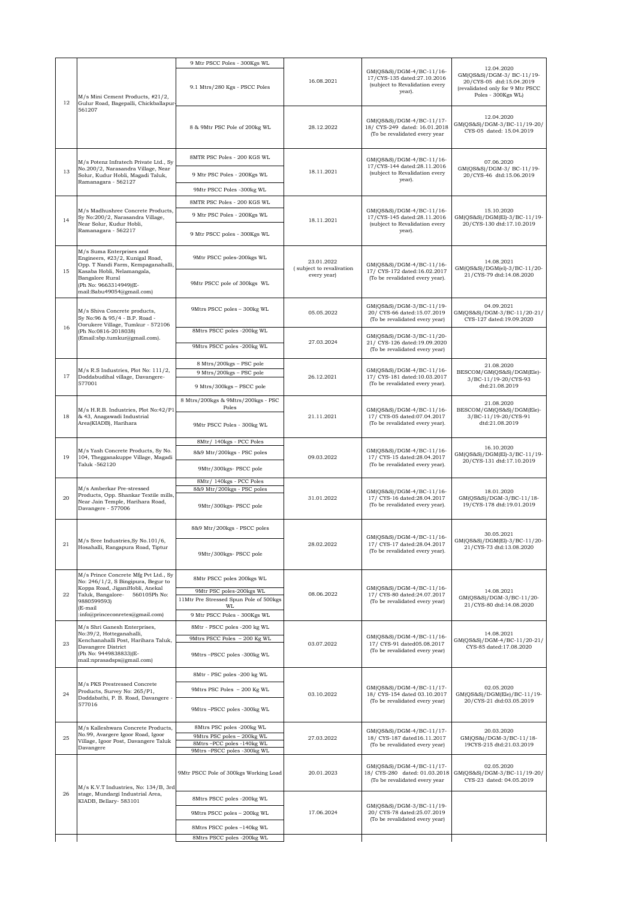| | | | | | |
|---|---|---|---|---|---|
| 12 | M/s Mini Cement Products, #21/2, Gulur Road, Bagepalli, Chickballapur-561207 | 9 Mtr PSCC Poles - 300Kgs WL<br>9.1 Mtrs/280 Kgs - PSCC Poles | 16.08.2021 | GM(QS&S)/DGM-4/BC-11/16-17/CYS-135 dated:27.10.2016 (subject to Revalidation every year). | 12.04.2020 GM(QS&S)/DGM-3/ BC-11/19-20/CYS-05 dtd:15.04.2019 (revalidated only for 9 Mtr PSCC Poles - 300Kgs WL) |
| | | 8 & 9Mtr PSC Pole of 200kg WL | 28.12.2022 | GM(QS&S)/DGM-4/BC-11/17-18/ CYS-249 dated: 16.01.2018 (To be revalidated every year | 12.04.2020 GM(QS&S)/DGM-3/BC-11/19-20/ CYS-05 dated: 15.04.2019 |
| 13 | M/s Potenz Infratech Private Ltd., Sy No.200/2, Narasandra Village, Near Solur, Kudur Hobli, Magadi Taluk, Ramanagara - 562127 | 8MTR PSC Poles - 200 KGS WL<br>9 Mtr PSC Poles - 200Kgs WL<br>9Mtr PSCC Poles -300kg WL | 18.11.2021 | GM(QS&S)/DGM-4/BC-11/16-17/CYS-144 dated:28.11.2016 (subject to Revalidation every year). | 07.06.2020 GM(QS&S)/DGM-3/ BC-11/19-20/CYS-46 dtd:15.06.2019 |
| 14 | M/s Madhushree Concrete Products, Sy No:200/2, Narasandra Village, Near Solur, Kudur Hobli, Ramanagara - 562217 | 8MTR PSC Poles - 200 KGS WL<br>9 Mtr PSC Poles - 200Kgs WL<br>9 Mtr PSCC poles - 300Kgs WL | 18.11.2021 | GM(QS&S)/DGM-4/BC-11/16-17/CYS-145 dated:28.11.2016 (subject to Revalidation every year). | 15.10.2020 GM(QS&S)/DGM(El)-3/BC-11/19-20/CYS-130 dtd:17.10.2019 |
| 15 | M/s Suma Enterprises and Engineers, #23/2, Kunigal Road, Opp. T Nandi Farm, Kempaganahalli, Kasaba Hobli, Nelamangala, Bangalore Rural (Ph No: 9663314949)(E-mail:Babu49054@gmail.com) | 9Mtr PSCC poles-200kgs WL<br>9Mtr PSCC pole of 300kgs WL | 23.01.2022 ( subject to revalivation every year) | GM(QS&S)/DGM-4/BC-11/16-17/ CYS-172 dated:16.02.2017 (To be revalidated every year). | 14.08.2021 GM(QS&S)/DGM(El)-3/BC-11/20-21/CYS-79 dtd:14.08.2020 |
| 16 | M/s Shiva Concrete products, Sy No:96 & 95/4 - B.P. Road - Oorukere Village, Tumkur - 572106 (Ph No:0816-2018038) (Email:sbp.tumkur@gmail.com). | 9Mtrs PSCC poles – 300kg WL | 05.05.2022 | GM(QS&S)/DGM-3/BC-11/19-20/ CYS-66 dated:15.07.2019 (To be revalidated every year) | 04.09.2021 GM(QS&S)/DGM-3/BC-11/20-21/ CYS-127 dated:19.09.2020 |
| | | 8Mtrs PSCC poles -200kg WL<br>9Mtrs PSCC poles -200kg WL | 27.03.2024 | GM(QS&S)/DGM-3/BC-11/20-21/ CYS-126 dated:19.09.2020 (To be revalidated every year) | |
| 17 | M/s R.S Industries, Plot No: 111/2, Doddabudihal village, Davangere-577001 | 8 Mtrs/200kgs – PSC pole<br>9 Mtrs/200kgs – PSC pole<br>9 Mtrs/300kgs – PSCC pole | 26.12.2021 | GM(QS&S)/DGM-4/BC-11/16-17/ CYS-181 dated:10.03.2017 (To be revalidated every year). | 21.08.2020 BESCOM/GM(QS&S)/DGM(Ele)-3/BC-11/19-20/CYS-93 dtd:21.08.2019 |
| 18 | M/s H.R.B. Industries, Plot No:42/P1 & 43, Anagawadi Industrial Area(KIADB), Harihara | 8 Mtrs/200kgs & 9Mtrs/200kgs - PSC Poles<br>9Mtr PSCC Poles - 300kg WL | 21.11.2021 | GM(QS&S)/DGM-4/BC-11/16-17/ CYS-05 dated:07.04.2017 (To be revalidated every year). | 21.08.2020 BESCOM/GM(QS&S)/DGM(Ele)-3/BC-11/19-20/CYS-91 dtd:21.08.2019 |
| 19 | M/s Yash Concrete Products, Sy No. 104, Thegganakuppe Village, Magadi Taluk -562120 | 8Mtr/ 140kgs - PCC Poles<br>8&9 Mtr/200kgs - PSC poles<br>9Mtr/300kgs- PSCC pole | 09.03.2022 | GM(QS&S)/DGM-4/BC-11/16-17/ CYS-15 dated:28.04.2017 (To be revalidated every year). | 16.10.2020 GM(QS&S)/DGM(El)-3/BC-11/19-20/CYS-131 dtd:17.10.2019 |
| 20 | M/s Amberkar Pre-stressed Products, Opp. Shankar Textile mills, Near Jain Temple, Harihara Road, Davangere - 577006 | 8Mtr/ 140kgs - PCC Poles<br>8&9 Mtr/200kgs - PSC poles<br>9Mtr/300kgs- PSCC pole | 31.01.2022 | GM(QS&S)/DGM-4/BC-11/16-17/ CYS-16 dated:28.04.2017 (To be revalidated every year). | 18.01.2020 GM(QS&S)/DGM-3/BC-11/18-19/CYS-178 dtd:19.01.2019 |
| 21 | M/s Sree Industries,Sy No.101/6, Hosahalli, Rangapura Road, Tiptur | 8&9 Mtr/200kgs - PSCC poles<br>9Mtr/300kgs- PSCC pole | 28.02.2022 | GM(QS&S)/DGM-4/BC-11/16-17/ CYS-17 dated:28.04.2017 (To be revalidated every year). | 30.05.2021 GM(QS&S)/DGM(El)-3/BC-11/20-21/CYS-73 dtd:13.08.2020 |
| 22 | M/s Prince Concrete Mfg Pvt Ltd., Sy No: 246/1/2, S Bingipura, Begur to Koppa Road, JiganiHobli, Anekal Taluk, Bangalore- 560105Ph No: 9880599593) (E-mail :info@princeconretes@gmail.com) | 8Mtr PSCC poles 200kgs WL<br>9Mtr PSC poles-200kgs WL<br>11Mtr Pre Stressed Spun Pole of 500kgs WL<br>9 Mtr PSCC Poles - 300Kgs WL | 08.06.2022 | GM(QS&S)/DGM-4/BC-11/16-17/ CYS-80 dated:24.07.2017 (To be revalidated every year) | 14.08.2021 GM(QS&S)/DGM-3/BC-11/20-21/CYS-80 dtd:14.08.2020 |
| 23 | M/s Shri Ganesh Enterprises, No:39/2, Hotteganahalli, Kenchanahalli Post, Harihara Taluk, Davangere District (Ph No: 9449838833)(E-mail:nprasadsps@gmail.com) | 8Mtr - PSCC poles -200 kg WL<br>9Mtrs PSCC Poles – 200 Kg WL<br>9Mtrs –PSCC poles -300kg WL | 03.07.2022 | GM(QS&S)/DGM-4/BC-11/16-17/ CYS-91 dated05.08.2017 (To be revalidated every year) | 14.08.2021 GM(QS&S)/DGM-4/BC-11/20-21/ CYS-85 dated:17.08.2020 |
| 24 | M/s PKS Prestressed Concrete Products, Survey No: 265/P1, Doddabathi, P. B. Road, Davangere - 577016 | 8Mtr - PSC poles -200 kg WL<br>9Mtrs PSC Poles – 200 Kg WL<br>9Mtrs –PSCC poles -300kg WL | 03.10.2022 | GM(QS&S)/DGM-4/BC-11/17-18/ CYS-154 dated 03.10.2017 (To be revalidated every year) | 02.05.2020 GM(QS&S)/DGM(Ele)/BC-11/19-20/CYS-21 dtd:03.05.2019 |
| 25 | M/s Kalleshwara Concrete Products, No.99, Avargere Igoor Road, Igoor Village, Igoor Post, Davangere Taluk Davangere | 8Mtrs PSC poles -200kg WL<br>9Mtrs PSC poles – 200kg WL<br>8Mtrs –PCC poles -140kg WL<br>9Mtrs –PSCC poles -300kg WL | 27.03.2022 | GM(QS&S)/DGM-4/BC-11/17-18/ CYS-187 dated16.11.2017 (To be revalidated every year) | 20.03.2020 GM(QS&)/DGM-3/BC-11/18-19CYS-215 dtd:21.03.2019 |
| 26 | M/s K.V.T Industries, No: 134/B, 3rd stage, Mundargi Industrial Area, KIADB, Bellary- 583101 | 9Mtr PSCC Pole of 300kgs Working Load | 20.01.2023 | GM(QS&S)/DGM-4/BC-11/17-18/ CYS-280 dated: 01.03.2018 (To be revalidated every year | 02.05.2020 GM(QS&S)/DGM-3/BC-11/19-20/ CYS-23 dated: 04.05.2019 |
| | | 8Mtrs PSCC poles -200kg WL<br>9Mtrs PSCC poles – 200kg WL<br>8Mtrs PSCC poles –140kg WL | 17.06.2024 | GM(QS&S)/DGM-3/BC-11/19-20/ CYS-78 dated:25.07.2019 (To be revalidated every year) | |
| | | 8Mtrs PSCC poles -200kg WL | | | |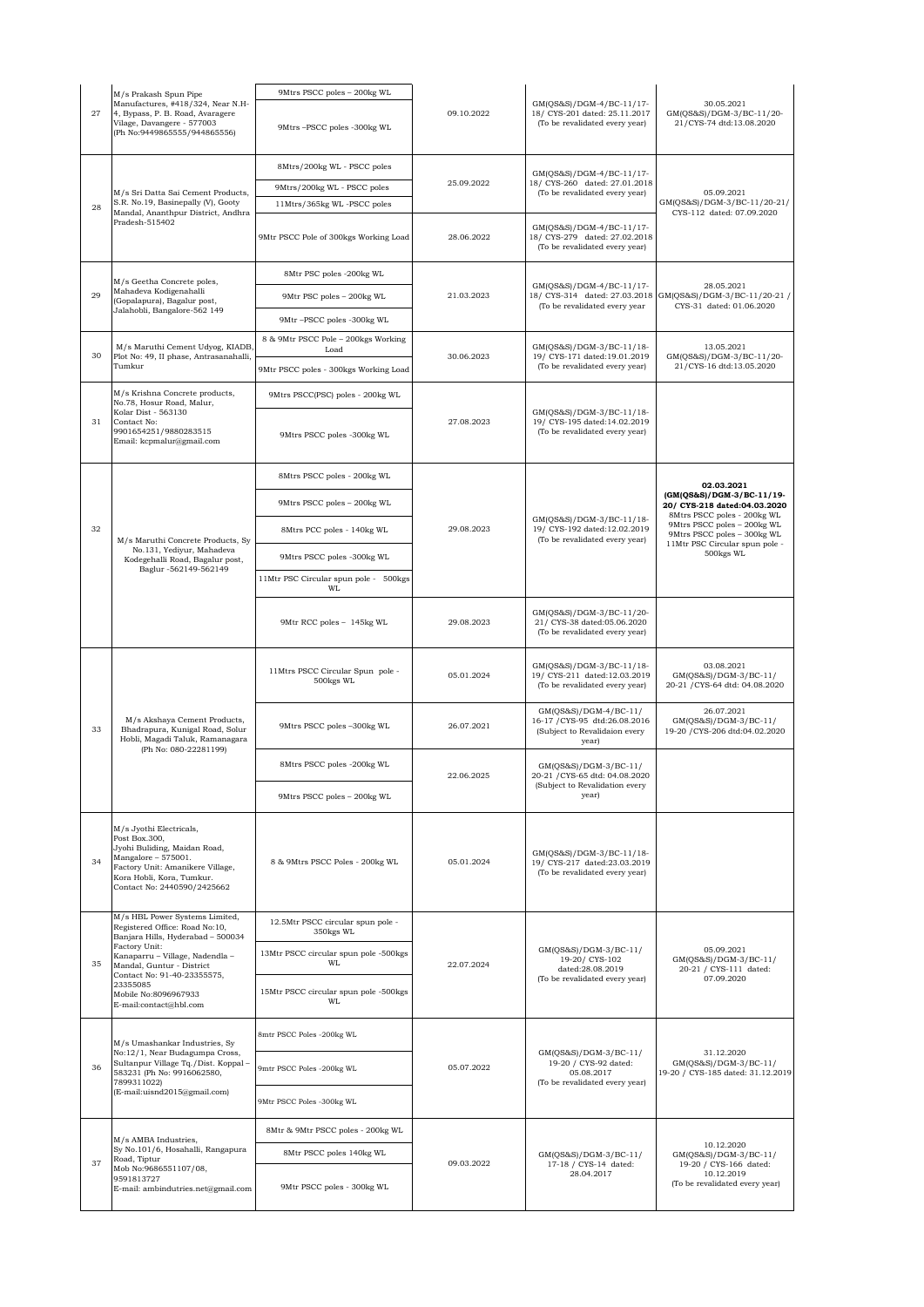| 27 | M/s Prakash Spun Pipe Manufactures, #418/324, Near N.H-4, Bypass, P. B. Road, Avaragere Vilage, Davangere - 577003 (Ph No:9449865555/944865556) | 9Mtrs PSCC poles – 200kg WL | 09.10.2022 | GM(QS&S)/DGM-4/BC-11/17-18/ CYS-201 dated: 25.11.2017 (To be revalidated every year) | 30.05.2021 GM(QS&S)/DGM-3/BC-11/20-21/CYS-74 dtd:13.08.2020 |
|---|---|---|---|---|---|
| | | 9Mtrs –PSCC poles -300kg WL | | | |
| 28 | M/s Sri Datta Sai Cement Products, S.R. No.19, Basinepally (V), Gooty Mandal, Ananthpur District, Andhra Pradesh-515402 | 8Mtrs/200kg WL - PSCC poles | 25.09.2022 | GM(QS&S)/DGM-4/BC-11/17-18/ CYS-260 dated: 27.01.2018 (To be revalidated every year) | 05.09.2021 GM(QS&S)/DGM-3/BC-11/20-21/ CYS-112 dated: 07.09.2020 |
| | | 9Mtrs/200kg WL - PSCC poles | | | |
| | | 11Mtrs/365kg WL -PSCC poles | | | |
| | | 9Mtr PSCC Pole of 300kgs Working Load | 28.06.2022 | GM(QS&S)/DGM-4/BC-11/17-18/ CYS-279 dated: 27.02.2018 (To be revalidated every year) | |
| 29 | M/s Geetha Concrete poles, Mahadeva Kodigenahalli (Gopalapura), Bagalur post, Jalahobli, Bangalore-562 149 | 8Mtr PSC poles -200kg WL | 21.03.2023 | GM(QS&S)/DGM-4/BC-11/17-18/ CYS-314 dated: 27.03.2018 (To be revalidated every year | 28.05.2021 GM(QS&S)/DGM-3/BC-11/20-21 / CYS-31 dated: 01.06.2020 |
| | | 9Mtr PSC poles – 200kg WL | | | |
| | | 9Mtr –PSCC poles -300kg WL | | | |
| 30 | M/s Maruthi Cement Udyog, KIADB, Plot No: 49, II phase, Antrasanahalli, Tumkur | 8 & 9Mtr PSCC Pole – 200kgs Working Load | 30.06.2023 | GM(QS&S)/DGM-3/BC-11/18-19/ CYS-171 dated:19.01.2019 (To be revalidated every year) | 13.05.2021 GM(QS&S)/DGM-3/BC-11/20-21/CYS-16 dtd:13.05.2020 |
| | | 9Mtr PSCC poles - 300kgs Working Load | | | |
| 31 | M/s Krishna Concrete products, No.78, Hosur Road, Malur, Kolar Dist - 563130 Contact No: 9901654251/9880283515 Email: kcpmalur@gmail.com | 9Mtrs PSCC(PSC) poles - 200kg WL | 27.08.2023 | GM(QS&S)/DGM-3/BC-11/18-19/ CYS-195 dated:14.02.2019 (To be revalidated every year) | |
| | | 9Mtrs PSCC poles -300kg WL | | | |
| 32 | M/s Maruthi Concrete Products, Sy No.131, Yediyur, Mahadeva Kodegehalli Road, Bagalur post, Baglur -562149-562149 | 8Mtrs PSCC poles - 200kg WL | 29.08.2023 | GM(QS&S)/DGM-3/BC-11/18-19/ CYS-192 dated:12.02.2019 (To be revalidated every year) | **02.03.2021 (GM(QS&S)/DGM-3/BC-11/19-20/ CYS-218 dated:04.03.2020** 8Mtrs PSCC poles - 200kg WL 9Mtrs PSCC poles – 200kg WL 9Mtrs PSCC poles – 300kg WL 11Mtr PSC Circular spun pole - 500kgs WL |
| | | 9Mtrs PSCC poles – 200kg WL | | | |
| | | 8Mtrs PCC poles - 140kg WL | | | |
| | | 9Mtrs PSCC poles -300kg WL | | | |
| | | 11Mtr PSC Circular spun pole - 500kgs WL | | | |
| | | 9Mtr RCC poles – 145kg WL | 29.08.2023 | GM(QS&S)/DGM-3/BC-11/20-21/ CYS-38 dated:05.06.2020 (To be revalidated every year) | |
| 33 | M/s Akshaya Cement Products, Bhadrapura, Kunigal Road, Solur Hobli, Magadi Taluk, Ramanagara (Ph No: 080-22281199) | 11Mtrs PSCC Circular Spun pole - 500kgs WL | 05.01.2024 | GM(QS&S)/DGM-3/BC-11/18-19/ CYS-211 dated:12.03.2019 (To be revalidated every year) | 03.08.2021 GM(QS&S)/DGM-3/BC-11/ 20-21 /CYS-64 dtd: 04.08.2020 |
| | | 9Mtrs PSCC poles –300kg WL | 26.07.2021 | GM(QS&S)/DGM-4/BC-11/ 16-17 /CYS-95 dtd:26.08.2016 (Subject to Revalidaion every year) | 26.07.2021 GM(QS&S)/DGM-3/BC-11/ 19-20 /CYS-206 dtd:04.02.2020 |
| | | 8Mtrs PSCC poles -200kg WL | 22.06.2025 | GM(QS&S)/DGM-3/BC-11/ 20-21 /CYS-65 dtd: 04.08.2020 (Subject to Revalidation every year) | |
| | | 9Mtrs PSCC poles – 200kg WL | | | |
| 34 | M/s Jyothi Electricals, Post Box.300, Jyohi Buliding, Maidan Road, Mangalore – 575001. Factory Unit: Amanikere Village, Kora Hobli, Kora, Tumkur. Contact No: 2440590/2425662 | 8 & 9Mtrs PSCC Poles - 200kg WL | 05.01.2024 | GM(QS&S)/DGM-3/BC-11/18-19/ CYS-217 dated:23.03.2019 (To be revalidated every year) | |
| 35 | M/s HBL Power Systems Limited, Registered Office: Road No:10, Banjara Hills, Hyderabad – 500034 Factory Unit: Kanaparru – Village, Nadendla – Mandal, Guntur - District Contact No: 91-40-23355575, 23355085 Mobile No:8096967933 E-mail:contact@hbl.com | 12.5Mtr PSCC circular spun pole - 350kgs WL | 22.07.2024 | GM(QS&S)/DGM-3/BC-11/ 19-20/ CYS-102 dated:28.08.2019 (To be revalidated every year) | 05.09.2021 GM(QS&S)/DGM-3/BC-11/ 20-21 / CYS-111 dated: 07.09.2020 |
| | | 13Mtr PSCC circular spun pole -500kgs WL | | | |
| | | 15Mtr PSCC circular spun pole -500kgs WL | | | |
| 36 | M/s Umashankar Industries, Sy No:12/1, Near Budagumpa Cross, Sultanpur Village Tq./Dist. Koppal – 583231 (Ph No: 9916062580, 7899311022) (E-mail:uisnd2015@gmail.com) | 8mtr PSCC Poles -200kg WL | 05.07.2022 | GM(QS&S)/DGM-3/BC-11/ 19-20 / CYS-92 dated: 05.08.2017 (To be revalidated every year) | 31.12.2020 GM(QS&S)/DGM-3/BC-11/ 19-20 / CYS-185 dated: 31.12.2019 |
| | | 9mtr PSCC Poles -200kg WL | | | |
| | | 9Mtr PSCC Poles -300kg WL | | | |
| 37 | M/s AMBA Industries, Sy No:101/6, Hosahalli, Rangapura Road, Tiptur Mob No:9686551107/08, 9591813727 E-mail: ambindutries.net@gmail.com | 8Mtr & 9Mtr PSCC poles - 200kg WL | 09.03.2022 | GM(QS&S)/DGM-3/BC-11/ 17-18 / CYS-14 dated: 28.04.2017 | 10.12.2020 GM(QS&S)/DGM-3/BC-11/ 19-20 / CYS-166 dated: 10.12.2019 (To be revalidated every year) |
| | | 8Mtr PSCC poles 140kg WL | | | |
| | | 9Mtr PSCC poles - 300kg WL | | | |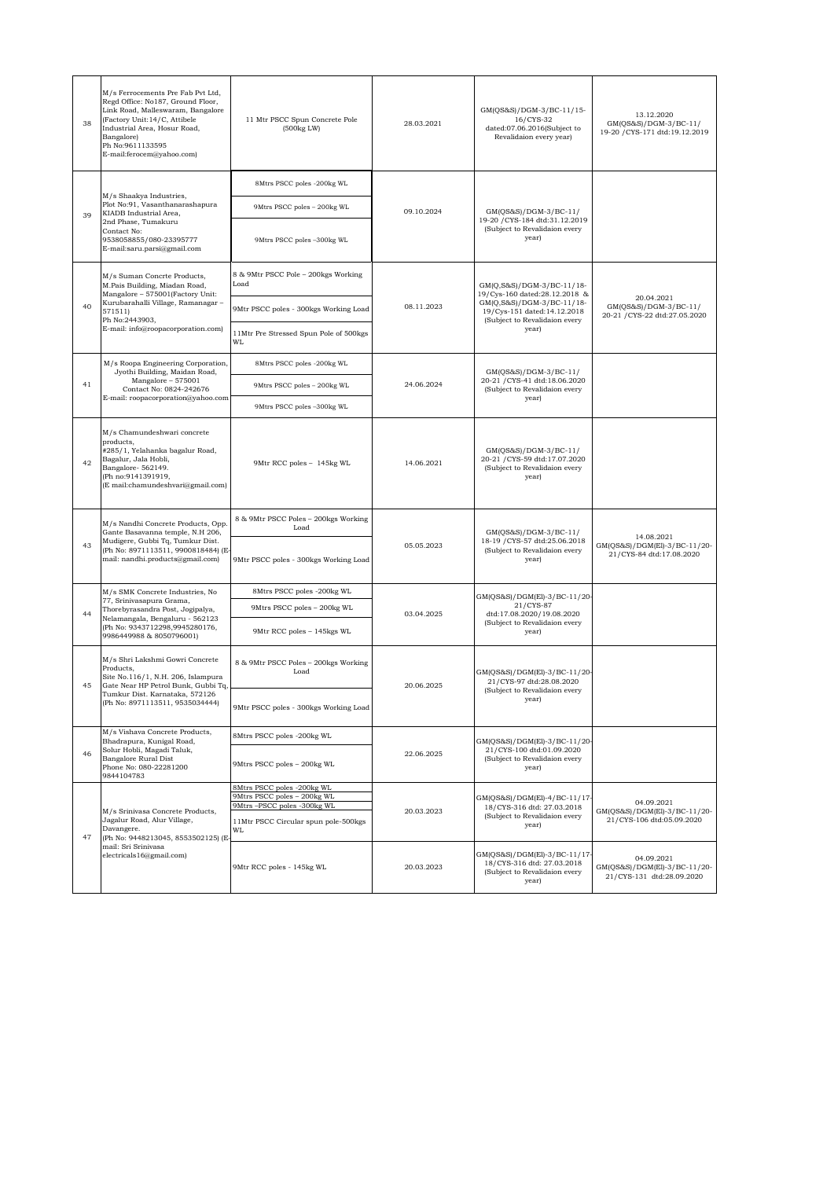| | | | | | |
|---|---|---|---|---|---|
| 38 | M/s Ferrocements Pre Fab Pvt Ltd, Regd Office: No187, Ground Floor, Link Road, Malleswaram, Bangalore (Factory Unit:14/C, Attibele Industrial Area, Hosur Road, Bangalore) Ph No:9611133595 E-mail:ferocem@yahoo.com) | 11 Mtr PSCC Spun Concrete Pole (500kg LW) | 28.03.2021 | GM(QS&S)/DGM-3/BC-11/15-16/CYS-32 dated:07.06.2016(Subject to Revalidaion every year) | 13.12.2020 GM(QS&S)/DGM-3/BC-11/ 19-20 /CYS-171 dtd:19.12.2019 |
| 39 | M/s Shaakya Industries, Plot No:91, Vasanthanarashapura KIADB Industrial Area, 2nd Phase, Tumakuru Contact No: 9538058855/080-23395777 E-mail:saru.parsi@gmail.com | 8Mtrs PSCC poles -200kg WL<br>9Mtrs PSCC poles – 200kg WL<br>9Mtrs PSCC poles –300kg WL | 09.10.2024 | GM(QS&S)/DGM-3/BC-11/ 19-20 /CYS-184 dtd:31.12.2019 (Subject to Revalidaion every year) | |
| 40 | M/s Suman Concrte Products, M.Pais Building, Miadan Road, Mangalore – 575001(Factory Unit: Kurubarahalli Village, Ramanagar – 571511) Ph No:2443903, E-mail: info@roopacorporation.com) | 8 & 9Mtr PSCC Pole – 200kgs Working Load<br>9Mtr PSCC poles - 300kgs Working Load<br>11Mtr Pre Stressed Spun Pole of 500kgs WL | 08.11.2023 | GM(Q,S&S)/DGM-3/BC-11/18-19/Cys-160 dated:28.12.2018 & GM(Q,S&S)/DGM-3/BC-11/18-19/Cys-151 dated:14.12.2018 (Subject to Revalidaion every year) | 20.04.2021 GM(QS&S)/DGM-3/BC-11/ 20-21 /CYS-22 dtd:27.05.2020 |
| 41 | M/s Roopa Engineering Corporation, Jyothi Building, Maidan Road, Mangalore – 575001 Contact No: 0824-242676 E-mail: roopacorporation@yahoo.com | 8Mtrs PSCC poles -200kg WL<br>9Mtrs PSCC poles – 200kg WL<br>9Mtrs PSCC poles –300kg WL | 24.06.2024 | GM(QS&S)/DGM-3/BC-11/ 20-21 /CYS-41 dtd:18.06.2020 (Subject to Revalidaion every year) | |
| 42 | M/s Chamundeshwari concrete products, #285/1, Yelahanka bagalur Road, Bagalur, Jala Hobli, Bangalore- 562149. (Ph no:9141391919, (E mail:chamundeshvari@gmail.com) | 9Mtr RCC poles – 145kg WL | 14.06.2021 | GM(QS&S)/DGM-3/BC-11/ 20-21 /CYS-59 dtd:17.07.2020 (Subject to Revalidaion every year) | |
| 43 | M/s Nandhi Concrete Products, Opp. Gante Basavanna temple, N.H 206, Mudigere, Gubbi Tq, Tumkur Dist. (Ph No: 8971113511, 9900818484) (E-mail: nandhi.products@gmail.com) | 8 & 9Mtr PSCC Poles – 200kgs Working Load<br>9Mtr PSCC poles - 300kgs Working Load | 05.05.2023 | GM(QS&S)/DGM-3/BC-11/ 18-19 /CYS-57 dtd:25.06.2018 (Subject to Revalidaion every year) | 14.08.2021 GM(QS&S)/DGM(El)-3/BC-11/20-21/CYS-84 dtd:17.08.2020 |
| 44 | M/s SMK Concrete Industries, No 77, Srinivasapura Grama, Thorebyrasandra Post, Jogipalya, Nelamangala, Bengaluru - 562123 (Ph No: 9343712298,9945280176, 9986449988 & 8050796001) | 8Mtrs PSCC poles -200kg WL<br>9Mtrs PSCC poles – 200kg WL<br>9Mtr RCC poles – 145kgs WL | 03.04.2025 | GM(QS&S)/DGM(El)-3/BC-11/20-21/CYS-87 dtd:17.08.2020/19.08.2020 (Subject to Revalidaion every year) | |
| 45 | M/s Shri Lakshmi Gowri Concrete Products, Site No.116/1, N.H. 206, Islampura Gate Near HP Petrol Bunk, Gubbi Tq, Tumkur Dist. Karnataka, 572126 (Ph No: 8971113511, 9535034444) | 8 & 9Mtr PSCC Poles – 200kgs Working Load<br>9Mtr PSCC poles - 300kgs Working Load | 20.06.2025 | GM(QS&S)/DGM(El)-3/BC-11/20-21/CYS-97 dtd:28.08.2020 (Subject to Revalidaion every year) | |
| 46 | M/s Vishava Concrete Products, Bhadrapura, Kunigal Road, Solur Hobli, Magadi Taluk, Bangalore Rural Dist Phone No: 080-22281200 9844104783 | 8Mtrs PSCC poles -200kg WL<br>9Mtrs PSCC poles – 200kg WL | 22.06.2025 | GM(QS&S)/DGM(El)-3/BC-11/20-21/CYS-100 dtd:01.09.2020 (Subject to Revalidaion every year) | |
| 47 | M/s Srinivasa Concrete Products, Jagalur Road, Alur Village, Davangere. (Ph No: 9448213045, 8553502125) (E-mail: Sri Srinivasa electricals16@gmail.com) | 8Mtrs PSCC poles -200kg WL<br>9Mtrs PSCC poles – 200kg WL<br>9Mtrs –PSCC poles -300kg WL<br>11Mtr PSCC Circular spun pole-500kgs WL | 20.03.2023 | GM(QS&S)/DGM(El)-4/BC-11/17-18/CYS-316 dtd: 27.03.2018 (Subject to Revalidaion every year) | 04.09.2021 GM(QS&S)/DGM(El)-3/BC-11/20-21/CYS-106 dtd:05.09.2020 |
| | | 9Mtr RCC poles - 145kg WL | 20.03.2023 | GM(QS&S)/DGM(El)-3/BC-11/17-18/CYS-316 dtd: 27.03.2018 (Subject to Revalidaion every year) | 04.09.2021 GM(QS&S)/DGM(El)-3/BC-11/20-21/CYS-131 dtd:28.09.2020 |